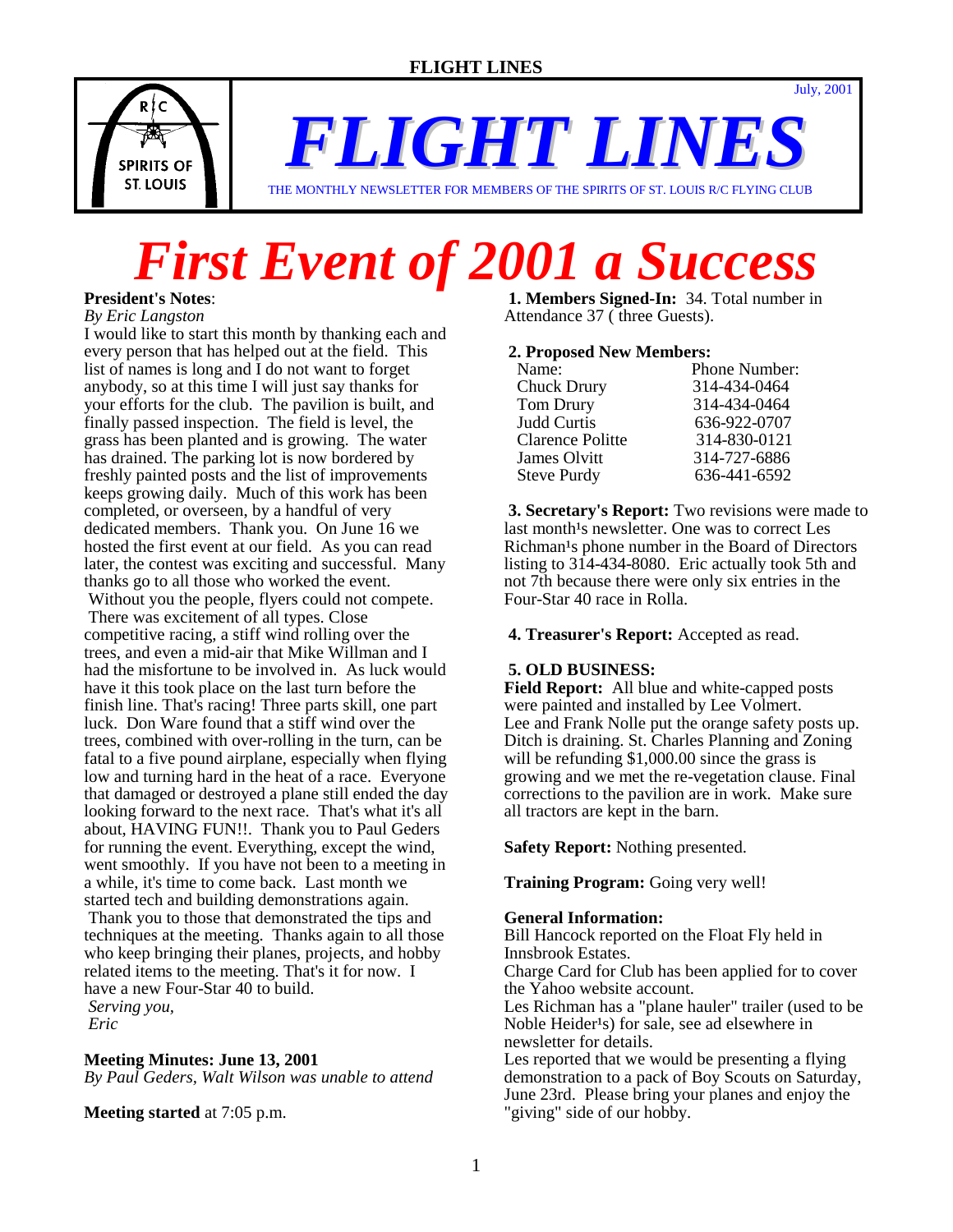July, 2001

# FLIGHT LINES

THE MONTHLY NEWSLETTER FOR MEMBERS OF THE SPIRITS OF ST. LOUIS R/C FLYING CLUB

# First Event of 2001 a Success

**President's Notes**:

*By Eric Langston*

I would like to start this month by thanking each and every person that has helped out at the field. This list of names is long and I do not want to forget anybody, so at this time I will just say thanks for your efforts for the club. The pavilion is built, and finally passed inspection. The field is level, the grass has been planted and is growing. The water has drained. The parking lot is now bordered by freshly painted posts and the list of improvements keeps growing daily. Much of this work has been completed, or overseen, by a handful of very dedicated members. Thank you. On June 16 we hosted the first event at our field. As you can read later, the contest was exciting and successful. Many thanks go to all those who worked the event. Without you the people, flyers could not compete. There was excitement of all types. Close competitive racing, a stiff wind rolling over the trees, and even a mid-air that Mike Willman and I had the misfortune to be involved in. As luck would have it this took place on the last turn before the finish line. That's racing! Three parts skill, one part luck. Don Ware found that a stiff wind over the trees, combined with over-rolling in the turn, can be fatal to a five pound airplane, especially when flying low and turning hard in the heat of a race. Everyone that damaged or destroyed a plane still ended the day looking forward to the next race. That's what it's all about, HAVING FUN!!. Thank you to Paul Geders for running the event. Everything, except the wind, went smoothly. If you have not been to a meeting in a while, it's time to come back. Last month we started tech and building demonstrations again. Thank you to those that demonstrated the tips and techniques at the meeting. Thanks again to all those who keep bringing their planes, projects, and hobby related items to the meeting. That's it for now. I have a new Four-Star 40 to build.

*Serving you,*
*Eric*

**Meeting Minutes: June 13, 2001**

*By Paul Geders, Walt Wilson was unable to attend*

**Meeting started** at 7:05 p.m.

**1. Members Signed-In:** 34. Total number in Attendance 37 ( three Guests).

**2. Proposed New Members:**

| Name: | Phone Number: |
|---|---|
| Chuck Drury | 314-434-0464 |
| Tom Drury | 314-434-0464 |
| Judd Curtis | 636-922-0707 |
| Clarence Politte | 314-830-0121 |
| James Olvitt | 314-727-6886 |
| Steve Purdy | 636-441-6592 |

**3. Secretary's Report:** Two revisions were made to last month¹s newsletter. One was to correct Les Richman¹s phone number in the Board of Directors listing to 314-434-8080. Eric actually took 5th and not 7th because there were only six entries in the Four-Star 40 race in Rolla.

**4. Treasurer's Report:** Accepted as read.

**5. OLD BUSINESS:**

**Field Report:** All blue and white-capped posts were painted and installed by Lee Volmert. Lee and Frank Nolle put the orange safety posts up. Ditch is draining. St. Charles Planning and Zoning will be refunding $1,000.00 since the grass is growing and we met the re-vegetation clause. Final corrections to the pavilion are in work. Make sure all tractors are kept in the barn.

**Safety Report:** Nothing presented.

**Training Program:** Going very well!

**General Information:**

Bill Hancock reported on the Float Fly held in Innsbrook Estates.

Charge Card for Club has been applied for to cover the Yahoo website account.

Les Richman has a "plane hauler" trailer (used to be Noble Heider¹s) for sale, see ad elsewhere in newsletter for details.

Les reported that we would be presenting a flying demonstration to a pack of Boy Scouts on Saturday, June 23rd. Please bring your planes and enjoy the "giving" side of our hobby.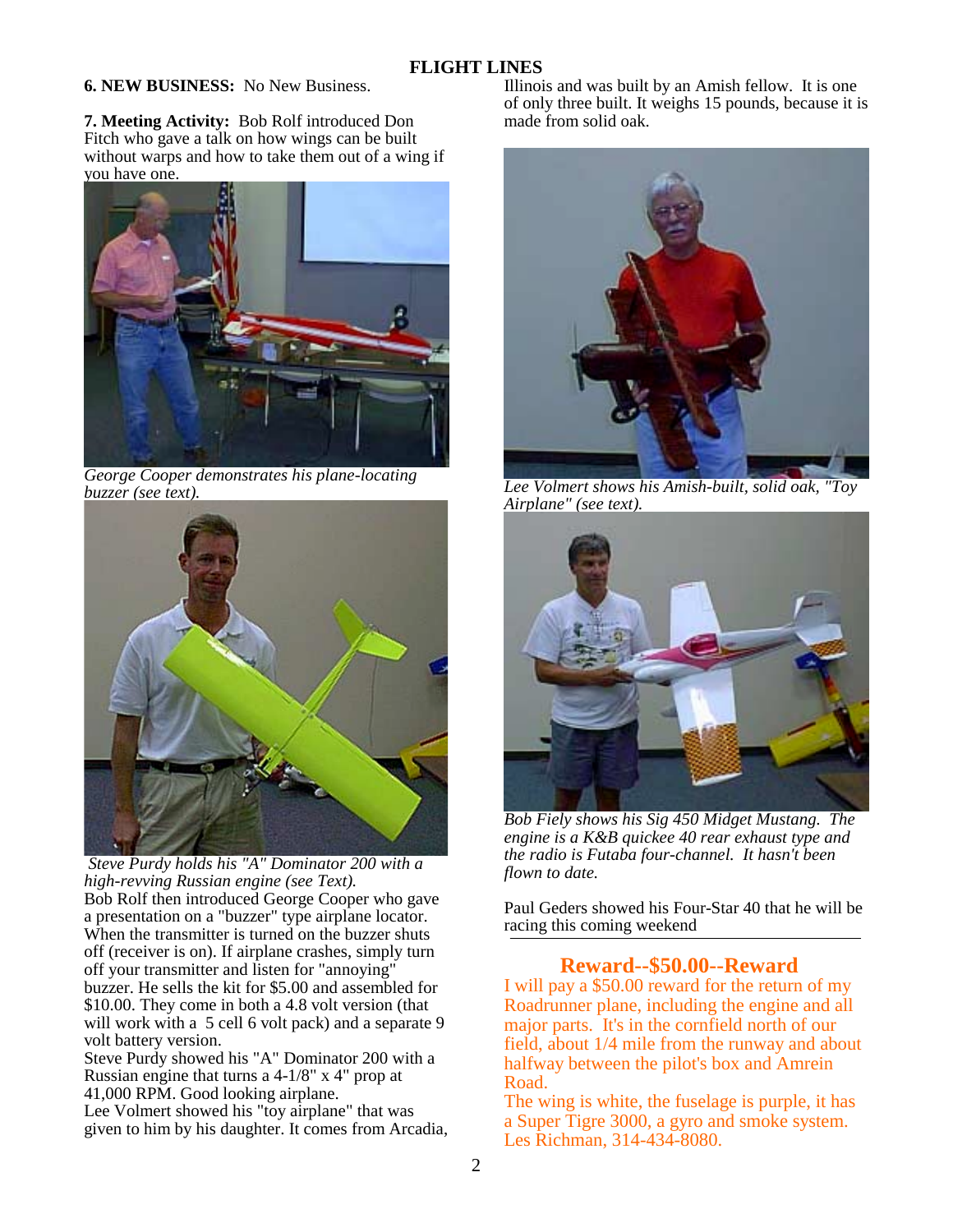**6. NEW BUSINESS:** No New Business.

**7. Meeting Activity:** Bob Rolf introduced Don Fitch who gave a talk on how wings can be built without warps and how to take them out of a wing if you have one.

*George Cooper demonstrates his plane-locating buzzer (see text).*

*Steve Purdy holds his "A" Dominator 200 with a high-revving Russian engine (see Text).*

Bob Rolf then introduced George Cooper who gave a presentation on a "buzzer" type airplane locator. When the transmitter is turned on the buzzer shuts off (receiver is on). If airplane crashes, simply turn off your transmitter and listen for "annoying" buzzer. He sells the kit for $5.00 and assembled for $10.00. They come in both a 4.8 volt version (that will work with a 5 cell 6 volt pack) and a separate 9 volt battery version.

Steve Purdy showed his "A" Dominator 200 with a Russian engine that turns a 4-1/8" x 4" prop at 41,000 RPM. Good looking airplane.

Lee Volmert showed his "toy airplane" that was given to him by his daughter. It comes from Arcadia, Illinois and was built by an Amish fellow. It is one of only three built. It weighs 15 pounds, because it is made from solid oak.

*Lee Volmert shows his Amish-built, solid oak, "Toy Airplane" (see text).*

*Bob Fiely shows his Sig 450 Midget Mustang. The engine is a K&B quickee 40 rear exhaust type and the radio is Futaba four-channel. It hasn't been flown to date.*

Paul Geders showed his Four-Star 40 that he will be racing this coming weekend

## Reward--$50.00--Reward

I will pay a $50.00 reward for the return of my Roadrunner plane, including the engine and all major parts. It's in the cornfield north of our field, about 1/4 mile from the runway and about halfway between the pilot's box and Amrein Road.

The wing is white, the fuselage is purple, it has a Super Tigre 3000, a gyro and smoke system. Les Richman, 314-434-8080.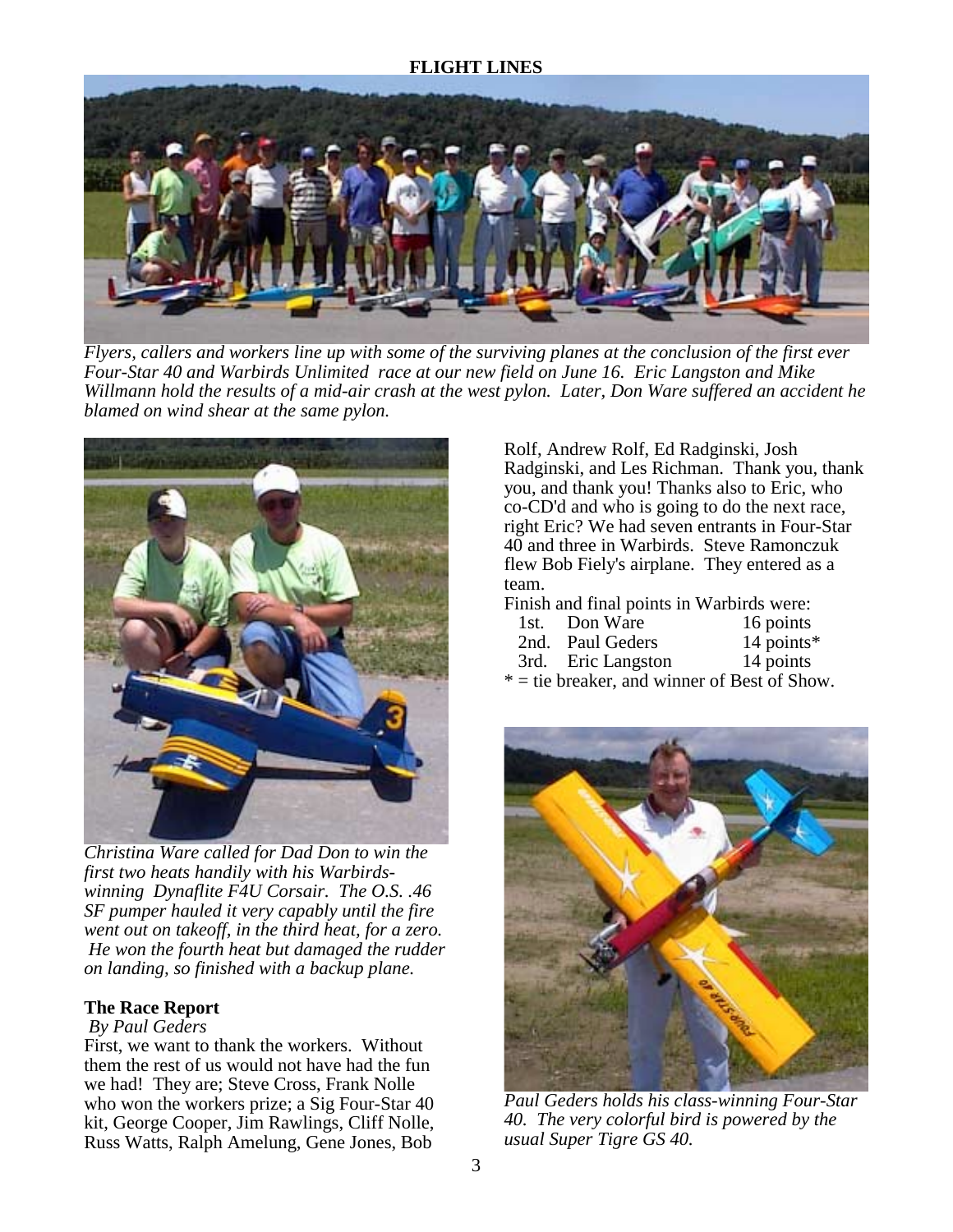Flyers, callers and workers line up with some of the surviving planes at the conclusion of the first ever Four-Star 40 and Warbirds Unlimited race at our new field on June 16. Eric Langston and Mike Willmann hold the results of a mid-air crash at the west pylon. Later, Don Ware suffered an accident he blamed on wind shear at the same pylon.*

*Christina Ware called for Dad Don to win the first two heats handily with his Warbirds-winning Dynaflite F4U Corsair. The O.S. .46 SF pumper hauled it very capably until the fire went out on takeoff, in the third heat, for a zero. He won the fourth heat but damaged the rudder on landing, so finished with a backup plane.*

## The Race Report

*By Paul Geders*

First, we want to thank the workers. Without them the rest of us would not have had the fun we had! They are; Steve Cross, Frank Nolle who won the workers prize; a Sig Four-Star 40 kit, George Cooper, Jim Rawlings, Cliff Nolle, Russ Watts, Ralph Amelung, Gene Jones, Bob Rolf, Andrew Rolf, Ed Radginski, Josh Radginski, and Les Richman. Thank you, thank you, and thank you! Thanks also to Eric, who co-CD'd and who is going to do the next race, right Eric? We had seven entrants in Four-Star 40 and three in Warbirds. Steve Ramonczuk flew Bob Fiely's airplane. They entered as a team.

Finish and final points in Warbirds were:

| | | |
|---|---|---|
| 1st. | Don Ware | 16 points |
| 2nd. | Paul Geders | 14 points* |
| 3rd. | Eric Langston | 14 points |

* = tie breaker, and winner of Best of Show.

*Paul Geders holds his class-winning Four-Star 40. The very colorful bird is powered by the usual Super Tigre GS 40.*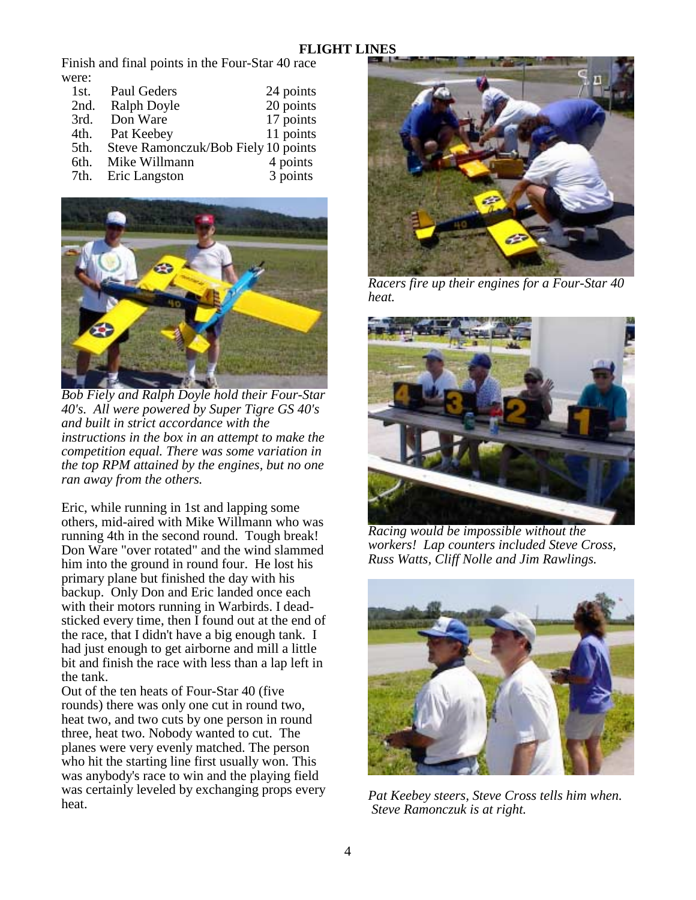## FLIGHT LINES

Finish and final points in the Four-Star 40 race were:

| Place | Name | Points |
|---|---|---|
| 1st. | Paul Geders | 24 points |
| 2nd. | Ralph Doyle | 20 points |
| 3rd. | Don Ware | 17 points |
| 4th. | Pat Keebey | 11 points |
| 5th. | Steve Ramonczuk/Bob Fiely | 10 points |
| 6th. | Mike Willmann | 4 points |
| 7th. | Eric Langston | 3 points |

*Bob Fiely and Ralph Doyle hold their Four-Star 40's. All were powered by Super Tigre GS 40's and built in strict accordance with the instructions in the box in an attempt to make the competition equal. There was some variation in the top RPM attained by the engines, but no one ran away from the others.*

Eric, while running in 1st and lapping some others, mid-aired with Mike Willmann who was running 4th in the second round. Tough break! Don Ware "over rotated" and the wind slammed him into the ground in round four. He lost his primary plane but finished the day with his backup. Only Don and Eric landed once each with their motors running in Warbirds. I dead-sticked every time, then I found out at the end of the race, that I didn't have a big enough tank. I had just enough to get airborne and mill a little bit and finish the race with less than a lap left in the tank.

Out of the ten heats of Four-Star 40 (five rounds) there was only one cut in round two, heat two, and two cuts by one person in round three, heat two. Nobody wanted to cut. The planes were very evenly matched. The person who hit the starting line first usually won. This was anybody's race to win and the playing field was certainly leveled by exchanging props every heat.

*Racers fire up their engines for a Four-Star 40 heat.*

*Racing would be impossible without the workers! Lap counters included Steve Cross, Russ Watts, Cliff Nolle and Jim Rawlings.*

*Pat Keebey steers, Steve Cross tells him when. Steve Ramonczuk is at right.*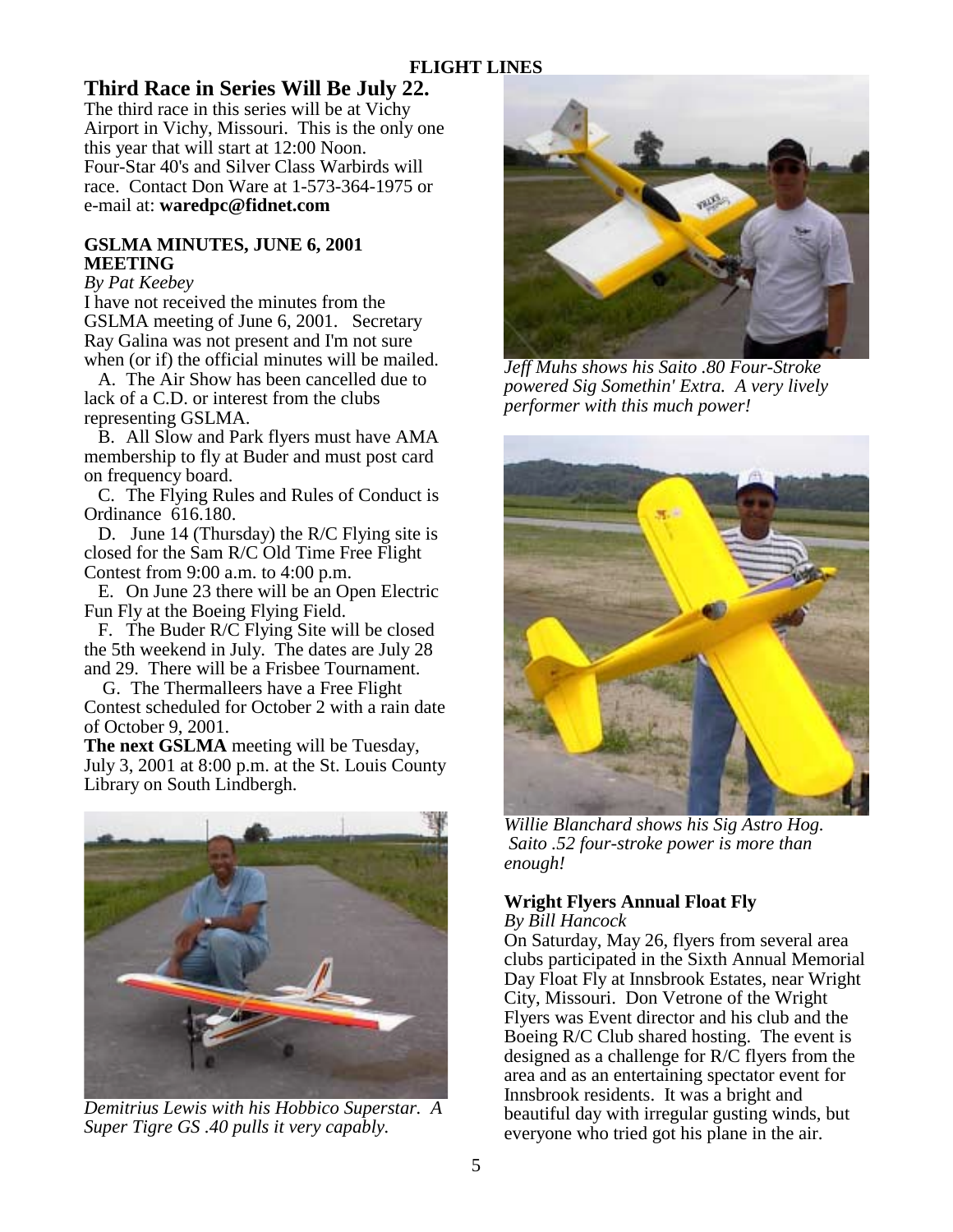## Third Race in Series Will Be July 22.

The third race in this series will be at Vichy Airport in Vichy, Missouri. This is the only one this year that will start at 12:00 Noon. Four-Star 40's and Silver Class Warbirds will race. Contact Don Ware at 1-573-364-1975 or e-mail at: **waredpc@fidnet.com**

### GSLMA MINUTES, JUNE 6, 2001 MEETING

*By Pat Keebey*

I have not received the minutes from the GSLMA meeting of June 6, 2001. Secretary Ray Galina was not present and I'm not sure when (or if) the official minutes will be mailed.

A. The Air Show has been cancelled due to lack of a C.D. or interest from the clubs representing GSLMA.

B. All Slow and Park flyers must have AMA membership to fly at Buder and must post card on frequency board.

C. The Flying Rules and Rules of Conduct is Ordinance 616.180.

D. June 14 (Thursday) the R/C Flying site is closed for the Sam R/C Old Time Free Flight Contest from 9:00 a.m. to 4:00 p.m.

E. On June 23 there will be an Open Electric Fun Fly at the Boeing Flying Field.

F. The Buder R/C Flying Site will be closed the 5th weekend in July. The dates are July 28 and 29. There will be a Frisbee Tournament.

G. The Thermalleers have a Free Flight Contest scheduled for October 2 with a rain date of October 9, 2001.

**The next GSLMA** meeting will be Tuesday, July 3, 2001 at 8:00 p.m. at the St. Louis County Library on South Lindbergh.

*Demitrius Lewis with his Hobbico Superstar. A Super Tigre GS .40 pulls it very capably.*

*Jeff Muhs shows his Saito .80 Four-Stroke powered Sig Somethin' Extra. A very lively performer with this much power!*

*Willie Blanchard shows his Sig Astro Hog. Saito .52 four-stroke power is more than enough!*

### Wright Flyers Annual Float Fly

*By Bill Hancock*

On Saturday, May 26, flyers from several area clubs participated in the Sixth Annual Memorial Day Float Fly at Innsbrook Estates, near Wright City, Missouri. Don Vetrone of the Wright Flyers was Event director and his club and the Boeing R/C Club shared hosting. The event is designed as a challenge for R/C flyers from the area and as an entertaining spectator event for Innsbrook residents. It was a bright and beautiful day with irregular gusting winds, but everyone who tried got his plane in the air.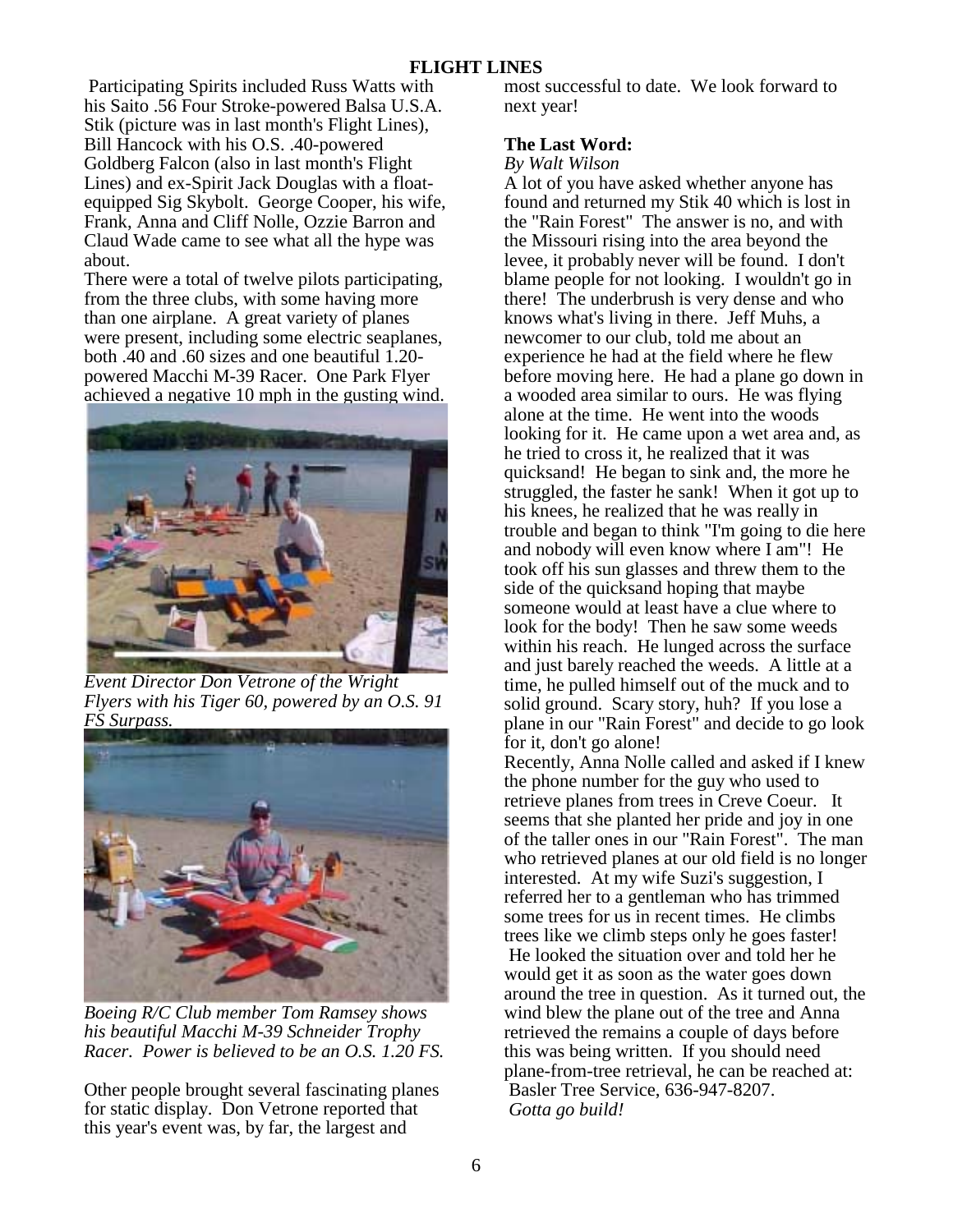Participating Spirits included Russ Watts with his Saito .56 Four Stroke-powered Balsa U.S.A. Stik (picture was in last month's Flight Lines), Bill Hancock with his O.S. .40-powered Goldberg Falcon (also in last month's Flight Lines) and ex-Spirit Jack Douglas with a float-equipped Sig Skybolt. George Cooper, his wife, Frank, Anna and Cliff Nolle, Ozzie Barron and Claud Wade came to see what all the hype was about.

There were a total of twelve pilots participating, from the three clubs, with some having more than one airplane. A great variety of planes were present, including some electric seaplanes, both .40 and .60 sizes and one beautiful 1.20-powered Macchi M-39 Racer. One Park Flyer achieved a negative 10 mph in the gusting wind.

*Event Director Don Vetrone of the Wright Flyers with his Tiger 60, powered by an O.S. 91 FS Surpass.*

*Boeing R/C Club member Tom Ramsey shows his beautiful Macchi M-39 Schneider Trophy Racer. Power is believed to be an O.S. 1.20 FS.*

Other people brought several fascinating planes for static display. Don Vetrone reported that this year's event was, by far, the largest and most successful to date. We look forward to next year!

**The Last Word:**

*By Walt Wilson*

A lot of you have asked whether anyone has found and returned my Stik 40 which is lost in the "Rain Forest" The answer is no, and with the Missouri rising into the area beyond the levee, it probably never will be found. I don't blame people for not looking. I wouldn't go in there! The underbrush is very dense and who knows what's living in there. Jeff Muhs, a newcomer to our club, told me about an experience he had at the field where he flew before moving here. He had a plane go down in a wooded area similar to ours. He was flying alone at the time. He went into the woods looking for it. He came upon a wet area and, as he tried to cross it, he realized that it was quicksand! He began to sink and, the more he struggled, the faster he sank! When it got up to his knees, he realized that he was really in trouble and began to think "I'm going to die here and nobody will even know where I am"! He took off his sun glasses and threw them to the side of the quicksand hoping that maybe someone would at least have a clue where to look for the body! Then he saw some weeds within his reach. He lunged across the surface and just barely reached the weeds. A little at a time, he pulled himself out of the muck and to solid ground. Scary story, huh? If you lose a plane in our "Rain Forest" and decide to go look for it, don't go alone!

Recently, Anna Nolle called and asked if I knew the phone number for the guy who used to retrieve planes from trees in Creve Coeur. It seems that she planted her pride and joy in one of the taller ones in our "Rain Forest". The man who retrieved planes at our old field is no longer interested. At my wife Suzi's suggestion, I referred her to a gentleman who has trimmed some trees for us in recent times. He climbs trees like we climb steps only he goes faster! He looked the situation over and told her he would get it as soon as the water goes down around the tree in question. As it turned out, the wind blew the plane out of the tree and Anna retrieved the remains a couple of days before this was being written. If you should need plane-from-tree retrieval, he can be reached at: Basler Tree Service, 636-947-8207.

*Gotta go build!*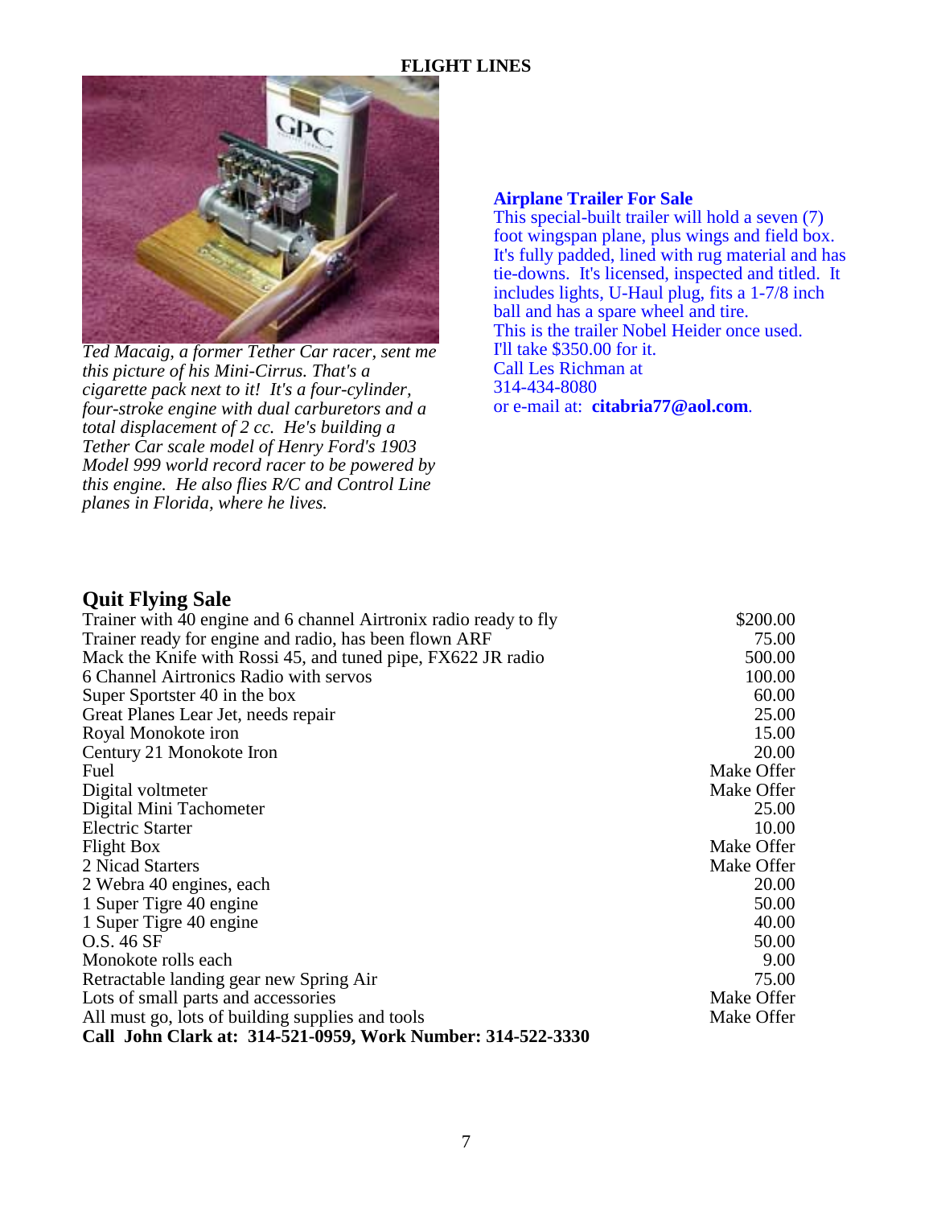Ted Macaig, a former Tether Car racer, sent me this picture of his Mini-Cirrus. That's a cigarette pack next to it! It's a four-cylinder, four-stroke engine with dual carburetors and a total displacement of 2 cc. He's building a Tether Car scale model of Henry Ford's 1903 Model 999 world record racer to be powered by this engine. He also flies R/C and Control Line planes in Florida, where he lives.*

**Airplane Trailer For Sale**
This special-built trailer will hold a seven (7) foot wingspan plane, plus wings and field box. It's fully padded, lined with rug material and has tie-downs. It's licensed, inspected and titled. It includes lights, U-Haul plug, fits a 1-7/8 inch ball and has a spare wheel and tire.
This is the trailer Nobel Heider once used.
I'll take $350.00 for it.
Call Les Richman at
314-434-8080
or e-mail at: **citabria77@aol.com**.

## Quit Flying Sale

| | |
|---|---|
| Trainer with 40 engine and 6 channel Airtronix radio ready to fly | $200.00 |
| Trainer ready for engine and radio, has been flown ARF | 75.00 |
| Mack the Knife with Rossi 45, and tuned pipe, FX622 JR radio | 500.00 |
| 6 Channel Airtronics Radio with servos | 100.00 |
| Super Sportster 40 in the box | 60.00 |
| Great Planes Lear Jet, needs repair | 25.00 |
| Royal Monokote iron | 15.00 |
| Century 21 Monokote Iron | 20.00 |
| Fuel | Make Offer |
| Digital voltmeter | Make Offer |
| Digital Mini Tachometer | 25.00 |
| Electric Starter | 10.00 |
| Flight Box | Make Offer |
| 2 Nicad Starters | Make Offer |
| 2 Webra 40 engines, each | 20.00 |
| 1 Super Tigre 40 engine | 50.00 |
| 1 Super Tigre 40 engine | 40.00 |
| O.S. 46 SF | 50.00 |
| Monokote rolls each | 9.00 |
| Retractable landing gear new Spring Air | 75.00 |
| Lots of small parts and accessories | Make Offer |
| All must go, lots of building supplies and tools | Make Offer |

**Call John Clark at: 314-521-0959, Work Number: 314-522-3330**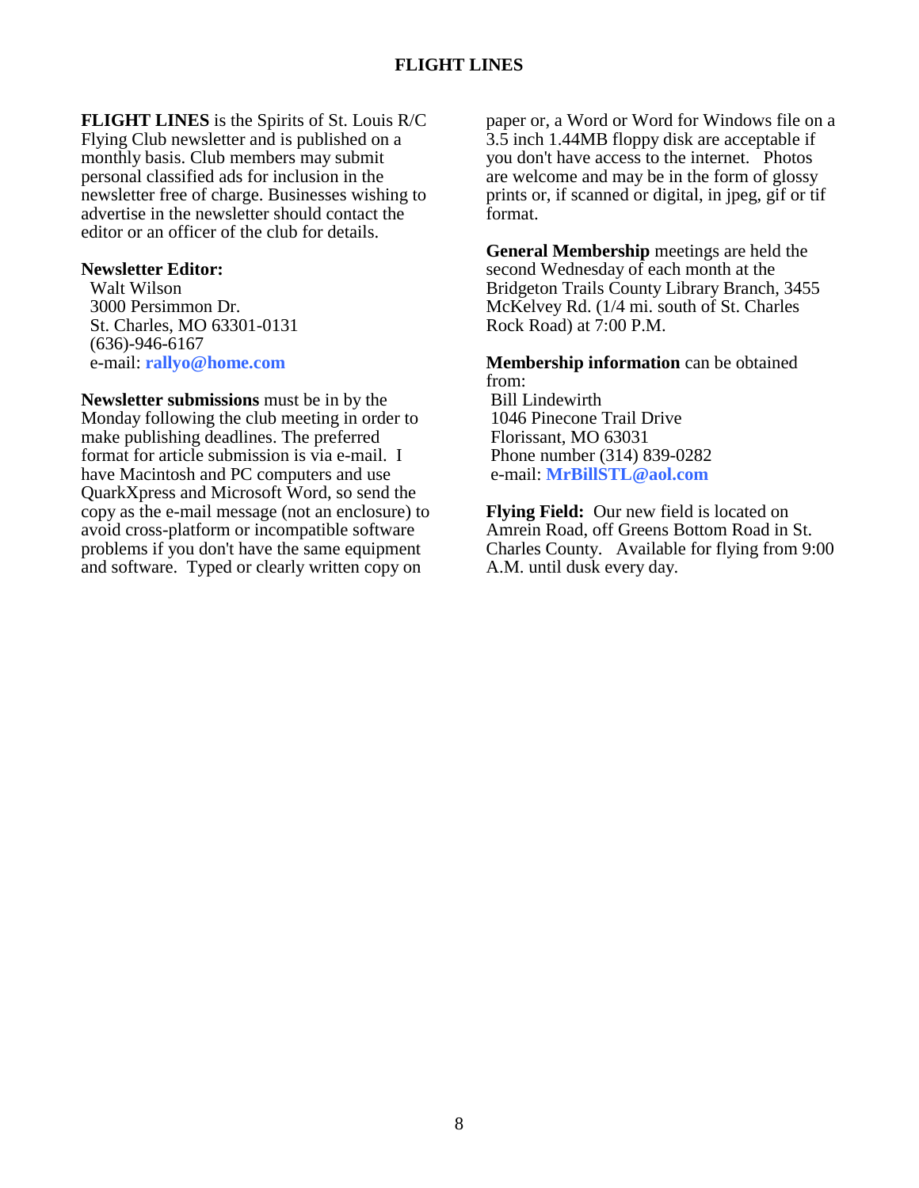**FLIGHT LINES** is the Spirits of St. Louis R/C Flying Club newsletter and is published on a monthly basis. Club members may submit personal classified ads for inclusion in the newsletter free of charge. Businesses wishing to advertise in the newsletter should contact the editor or an officer of the club for details.

**Newsletter Editor:**
Walt Wilson
3000 Persimmon Dr.
St. Charles, MO 63301-0131
(636)-946-6167
e-mail: **rallyo@home.com**

**Newsletter submissions** must be in by the Monday following the club meeting in order to make publishing deadlines. The preferred format for article submission is via e-mail. I have Macintosh and PC computers and use QuarkXpress and Microsoft Word, so send the copy as the e-mail message (not an enclosure) to avoid cross-platform or incompatible software problems if you don't have the same equipment and software. Typed or clearly written copy on paper or, a Word or Word for Windows file on a 3.5 inch 1.44MB floppy disk are acceptable if you don't have access to the internet. Photos are welcome and may be in the form of glossy prints or, if scanned or digital, in jpeg, gif or tif format.

**General Membership** meetings are held the second Wednesday of each month at the Bridgeton Trails County Library Branch, 3455 McKelvey Rd. (1/4 mi. south of St. Charles Rock Road) at 7:00 P.M.

**Membership information** can be obtained from:
Bill Lindewirth
1046 Pinecone Trail Drive
Florissant, MO 63031
Phone number (314) 839-0282
e-mail: **MrBillSTL@aol.com**

**Flying Field:** Our new field is located on Amrein Road, off Greens Bottom Road in St. Charles County. Available for flying from 9:00 A.M. until dusk every day.